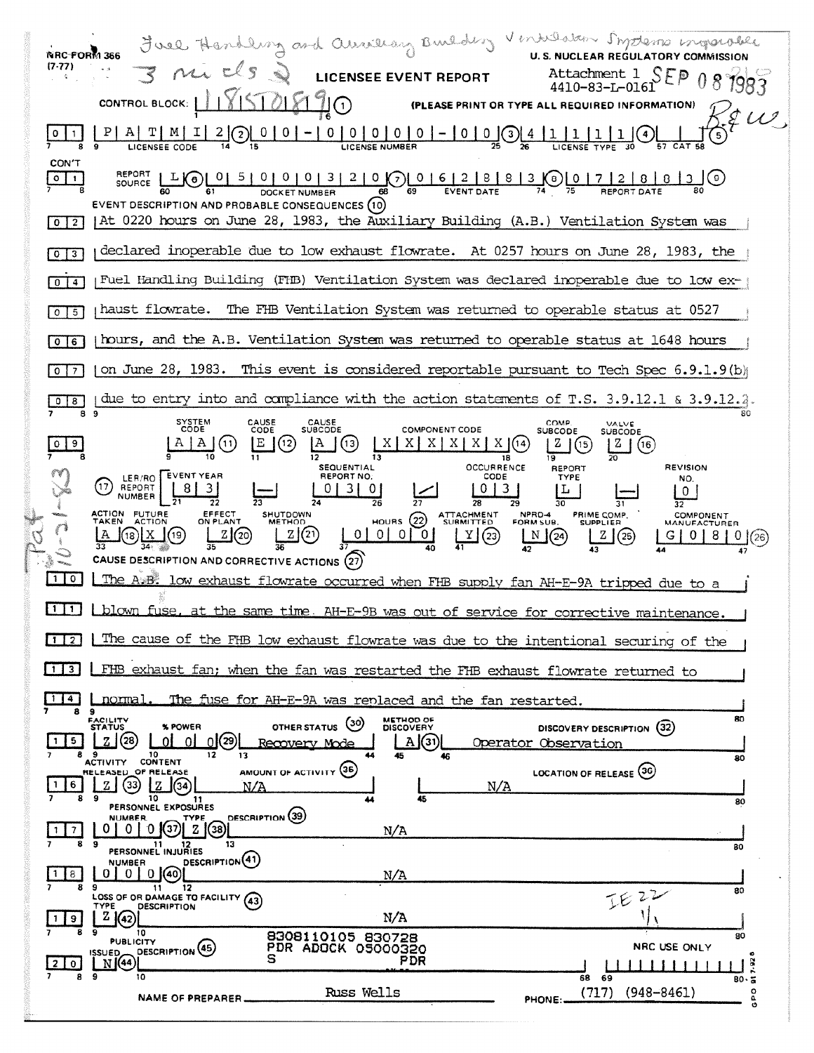Fuel Handling and Auxiliary Building Ventilation Systems inoperable

3 mi cls 2

NRC FORM 366 (7-77)

U. S. NUCLEAR REGULATORY COMMISSION

# LICENSEE EVENT REPORT

Attachment 1
4410-83-L-0161

SEP 08 1983

R&W

CONTROL BLOCK: 1 1 8 5 0 8 9 ①

(PLEASE PRINT OR TYPE ALL REQUIRED INFORMATION)

01 | P A T M I 2 ② | 0 0 - 0 0 0 0 0 - 0 0 ③ | 4 1 1 1 1 ④ | | ⑤
LICENSEE CODE | LICENSE NUMBER | LICENSE TYPE | CAT

CON'T 01 | REPORT SOURCE L ⑥ | 0 5 0 0 0 3 2 0 ⑦ | 0 6 2 8 8 3 ⑧ | 0 7 2 8 8 3 ⑨
DOCKET NUMBER | EVENT DATE | REPORT DATE

EVENT DESCRIPTION AND PROBABLE CONSEQUENCES ⑩

At 0220 hours on June 28, 1983, the Auxiliary Building (A.B.) Ventilation System was declared inoperable due to low exhaust flowrate. At 0257 hours on June 28, 1983, the Fuel Handling Building (FHB) Ventilation System was declared inoperable due to low exhaust flowrate. The FHB Ventilation System was returned to operable status at 0527 hours, and the A.B. Ventilation System was returned to operable status at 1648 hours on June 28, 1983. This event is considered reportable pursuant to Tech Spec 6.9.1.9(b) due to entry into and compliance with the action statements of T.S. 3.9.12.1 & 3.9.12.2.

| SYSTEM CODE | CAUSE CODE | CAUSE SUBCODE | COMPONENT CODE | COMP. SUBCODE | VALVE SUBCODE |
|---|---|---|---|---|---|
| A A ⑪ | E ⑫ | A ⑬ | X X X X X X ⑭ | Z ⑮ | Z ⑯ |

| ⑰ LER/RO REPORT NUMBER | EVENT YEAR | | SEQUENTIAL REPORT NO. | | OCCURRENCE CODE | REPORT TYPE | | REVISION NO. |
|---|---|---|---|---|---|---|---|---|
| | 8 3 | — | 0 3 0 | / | 0 3 | L | — | 0 |

| ACTION TAKEN | FUTURE ACTION | EFFECT ON PLANT | SHUTDOWN METHOD | HOURS ㉒ | ATTACHMENT SUBMITTED | NPRD-4 FORM SUB. | PRIME COMP. SUPPLIER | COMPONENT MANUFACTURER |
|---|---|---|---|---|---|---|---|---|
| A ⑱ | X ⑲ | Z ⑳ | Z ㉑ | 0 0 0 0 | Y ㉓ | N ㉔ | Z ㉕ | G 0 8 0 ㉖ |

CAUSE DESCRIPTION AND CORRECTIVE ACTIONS ㉗

The A.B. low exhaust flowrate occurred when FHB supply fan AH-E-9A tripped due to a blown fuse, at the same time AH-E-9B was out of service for corrective maintenance. The cause of the FHB low exhaust flowrate was due to the intentional securing of the FHB exhaust fan; when the fan was restarted the FHB exhaust flowrate returned to normal. The fuse for AH-E-9A was replaced and the fan restarted.

| FACILITY STATUS | % POWER | OTHER STATUS ㉚ | METHOD OF DISCOVERY | DISCOVERY DESCRIPTION ㉜ |
|---|---|---|---|---|
| Z ㉘ | 0 0 0 ㉙ | Recovery Mode | A ㉛ | Operator Observation |

| ACTIVITY RELEASED | CONTENT OF RELEASE | AMOUNT OF ACTIVITY ㉟ | LOCATION OF RELEASE ㊱ |
|---|---|---|---|
| Z ㉝ | Z ㉞ | N/A | N/A |

PERSONNEL EXPOSURES

| NUMBER | TYPE | DESCRIPTION ㊴ |
|---|---|---|
| 0 0 0 ㊲ | Z ㊳ | N/A |

PERSONNEL INJURIES

| NUMBER | DESCRIPTION ㊶ |
|---|---|
| 0 0 0 ㊵ | N/A |

LOSS OF OR DAMAGE TO FACILITY ㊸

| TYPE | DESCRIPTION |
|---|---|
| Z ㊷ | N/A |

PUBLICITY

| ISSUED | DESCRIPTION ㊺ |
|---|---|
| N ㊹ | |

8308110105 830728
PDR ADOCK 05000320
S PDR

NRC USE ONLY

IE 22 1/1

Pat 10-21-83

NAME OF PREPARER Russ Wells

PHONE: (717) (948-8461)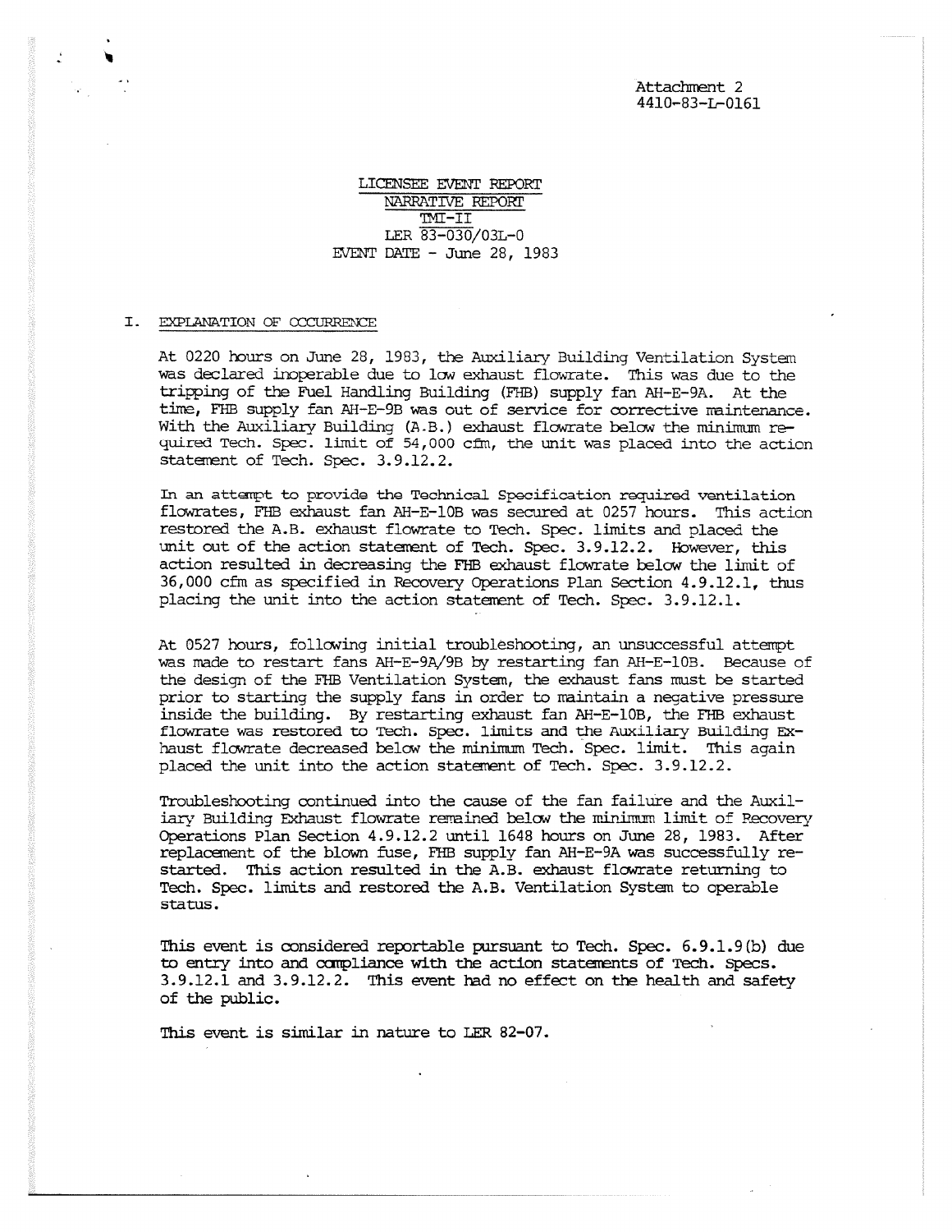Attachment 2
4410-83-L-0161

LICENSEE EVENT REPORT
NARRATIVE REPORT
TMI-II
LER 83-030/03L-0
EVENT DATE - June 28, 1983

## I. EXPLANATION OF OCCURRENCE

At 0220 hours on June 28, 1983, the Auxiliary Building Ventilation System was declared inoperable due to low exhaust flowrate. This was due to the tripping of the Fuel Handling Building (FHB) supply fan AH-E-9A. At the time, FHB supply fan AH-E-9B was out of service for corrective maintenance. With the Auxiliary Building (A.B.) exhaust flowrate below the minimum required Tech. Spec. limit of 54,000 cfm, the unit was placed into the action statement of Tech. Spec. 3.9.12.2.

In an attempt to provide the Technical Specification required ventilation flowrates, FHB exhaust fan AH-E-10B was secured at 0257 hours. This action restored the A.B. exhaust flowrate to Tech. Spec. limits and placed the unit out of the action statement of Tech. Spec. 3.9.12.2. However, this action resulted in decreasing the FHB exhaust flowrate below the limit of 36,000 cfm as specified in Recovery Operations Plan Section 4.9.12.1, thus placing the unit into the action statement of Tech. Spec. 3.9.12.1.

At 0527 hours, following initial troubleshooting, an unsuccessful attempt was made to restart fans AH-E-9A/9B by restarting fan AH-E-10B. Because of the design of the FHB Ventilation System, the exhaust fans must be started prior to starting the supply fans in order to maintain a negative pressure inside the building. By restarting exhaust fan AH-E-10B, the FHB exhaust flowrate was restored to Tech. Spec. limits and the Auxiliary Building Exhaust flowrate decreased below the minimum Tech. Spec. limit. This again placed the unit into the action statement of Tech. Spec. 3.9.12.2.

Troubleshooting continued into the cause of the fan failure and the Auxiliary Building Exhaust flowrate remained below the minimum limit of Recovery Operations Plan Section 4.9.12.2 until 1648 hours on June 28, 1983. After replacement of the blown fuse, FHB supply fan AH-E-9A was successfully restarted. This action resulted in the A.B. exhaust flowrate returning to Tech. Spec. limits and restored the A.B. Ventilation System to operable status.

This event is considered reportable pursuant to Tech. Spec. 6.9.1.9(b) due to entry into and compliance with the action statements of Tech. Specs. 3.9.12.1 and 3.9.12.2. This event had no effect on the health and safety of the public.

This event is similar in nature to LER 82-07.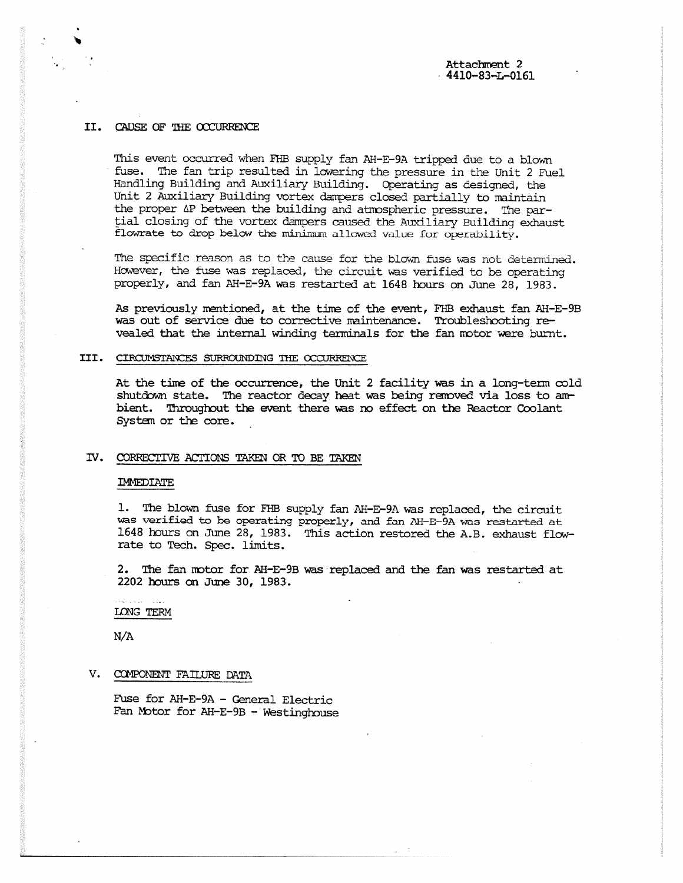Attachment 2
4410-83-L-0161

## II. CAUSE OF THE OCCURRENCE

This event occurred when FHB supply fan AH-E-9A tripped due to a blown fuse. The fan trip resulted in lowering the pressure in the Unit 2 Fuel Handling Building and Auxiliary Building. Operating as designed, the Unit 2 Auxiliary Building vortex dampers closed partially to maintain the proper $\Delta P$ between the building and atmospheric pressure. The partial closing of the vortex dampers caused the Auxiliary Building exhaust flowrate to drop below the minimum allowed value for operability.

The specific reason as to the cause for the blown fuse was not determined. However, the fuse was replaced, the circuit was verified to be operating properly, and fan AH-E-9A was restarted at 1648 hours on June 28, 1983.

As previously mentioned, at the time of the event, FHB exhaust fan AH-E-9B was out of service due to corrective maintenance. Troubleshooting revealed that the internal winding terminals for the fan motor were burnt.

## III. CIRCUMSTANCES SURROUNDING THE OCCURRENCE

At the time of the occurrence, the Unit 2 facility was in a long-term cold shutdown state. The reactor decay heat was being removed via loss to ambient. Throughout the event there was no effect on the Reactor Coolant System or the core.

## IV. CORRECTIVE ACTIONS TAKEN OR TO BE TAKEN

IMMEDIATE

1. The blown fuse for FHB supply fan AH-E-9A was replaced, the circuit was verified to be operating properly, and fan AH-E-9A was restarted at 1648 hours on June 28, 1983. This action restored the A.B. exhaust flowrate to Tech. Spec. limits.

2. The fan motor for AH-E-9B was replaced and the fan was restarted at 2202 hours on June 30, 1983.

LONG TERM

N/A

## V. COMPONENT FAILURE DATA

Fuse for AH-E-9A - General Electric
Fan Motor for AH-E-9B - Westinghouse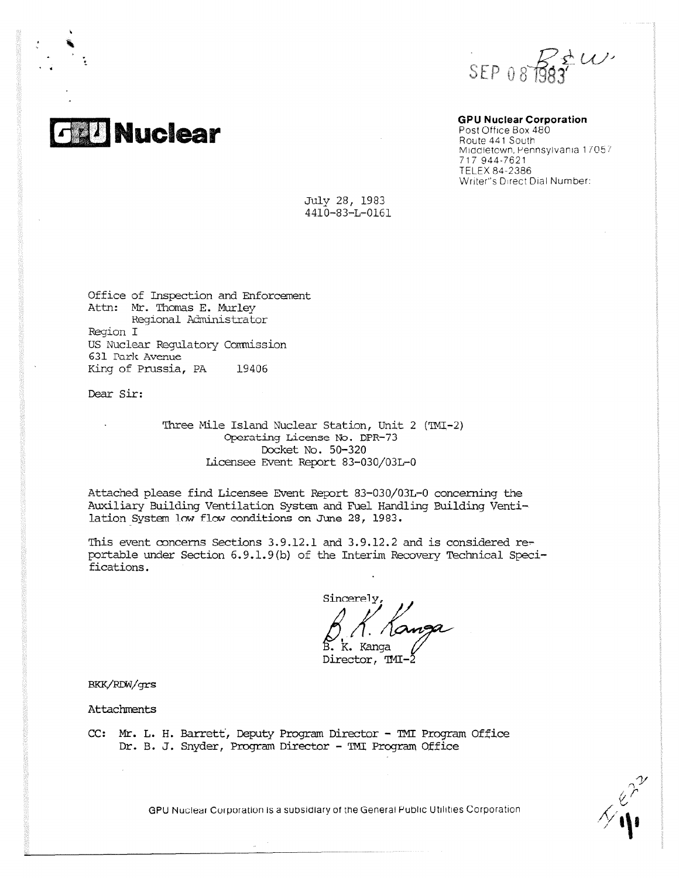SEP 08 1983

**GPU Nuclear**

**GPU Nuclear Corporation**
Post Office Box 480
Route 441 South
Middletown, Pennsylvania 17057
717 944-7621
TELEX 84-2386
Writer's Direct Dial Number:

July 28, 1983
4410-83-L-0161

Office of Inspection and Enforcement
Attn: Mr. Thomas E. Murley
Regional Administrator
Region I
US Nuclear Regulatory Commission
631 Park Avenue
King of Prussia, PA 19406

Dear Sir:

Three Mile Island Nuclear Station, Unit 2 (TMI-2)
Operating License No. DPR-73
Docket No. 50-320
Licensee Event Report 83-030/03L-0

Attached please find Licensee Event Report 83-030/03L-0 concerning the Auxiliary Building Ventilation System and Fuel Handling Building Ventilation System low flow conditions on June 28, 1983.

This event concerns Sections 3.9.12.1 and 3.9.12.2 and is considered reportable under Section 6.9.1.9(b) of the Interim Recovery Technical Specifications.

Sincerely,

B. K. Kanga
Director, TMI-2

BKK/RDW/grs

Attachments

CC: Mr. L. H. Barrett, Deputy Program Director - TMI Program Office
Dr. B. J. Snyder, Program Director - TMI Program Office

GPU Nuclear Corporation is a subsidiary of the General Public Utilities Corporation